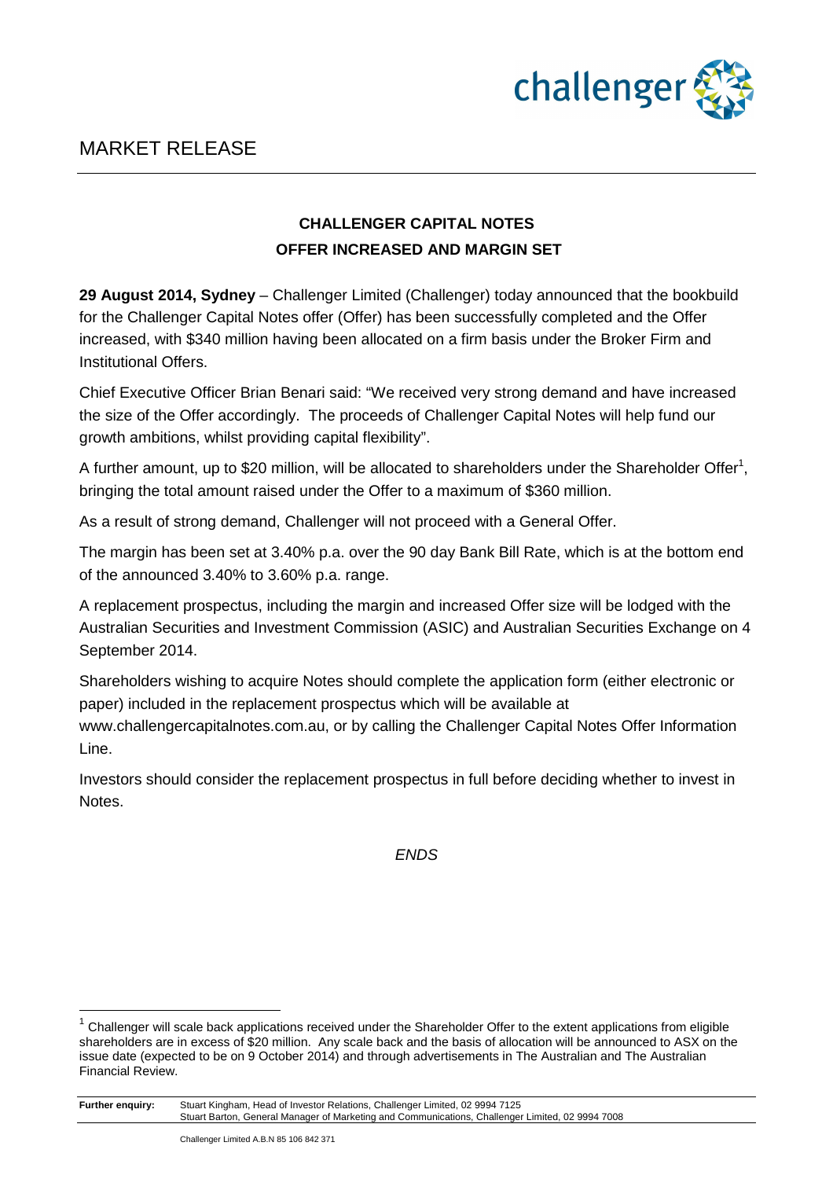# MARKET RELEASE

## CHALLENGER CAPITAL NOTES
## OFFER INCREASED AND MARGIN SET

**29 August 2014, Sydney** – Challenger Limited (Challenger) today announced that the bookbuild for the Challenger Capital Notes offer (Offer) has been successfully completed and the Offer increased, with $340 million having been allocated on a firm basis under the Broker Firm and Institutional Offers.

Chief Executive Officer Brian Benari said: "We received very strong demand and have increased the size of the Offer accordingly. The proceeds of Challenger Capital Notes will help fund our growth ambitions, whilst providing capital flexibility".

A further amount, up to $20 million, will be allocated to shareholders under the Shareholder Offer[1], bringing the total amount raised under the Offer to a maximum of $360 million.

As a result of strong demand, Challenger will not proceed with a General Offer.

The margin has been set at 3.40% p.a. over the 90 day Bank Bill Rate, which is at the bottom end of the announced 3.40% to 3.60% p.a. range.

A replacement prospectus, including the margin and increased Offer size will be lodged with the Australian Securities and Investment Commission (ASIC) and Australian Securities Exchange on 4 September 2014.

Shareholders wishing to acquire Notes should complete the application form (either electronic or paper) included in the replacement prospectus which will be available at www.challengercapitalnotes.com.au, or by calling the Challenger Capital Notes Offer Information Line.

Investors should consider the replacement prospectus in full before deciding whether to invest in Notes.

*ENDS*

[1] Challenger will scale back applications received under the Shareholder Offer to the extent applications from eligible shareholders are in excess of $20 million. Any scale back and the basis of allocation will be announced to ASX on the issue date (expected to be on 9 October 2014) and through advertisements in The Australian and The Australian Financial Review.

**Further enquiry:** Stuart Kingham, Head of Investor Relations, Challenger Limited, 02 9994 7125
Stuart Barton, General Manager of Marketing and Communications, Challenger Limited, 02 9994 7008

Challenger Limited A.B.N 85 106 842 371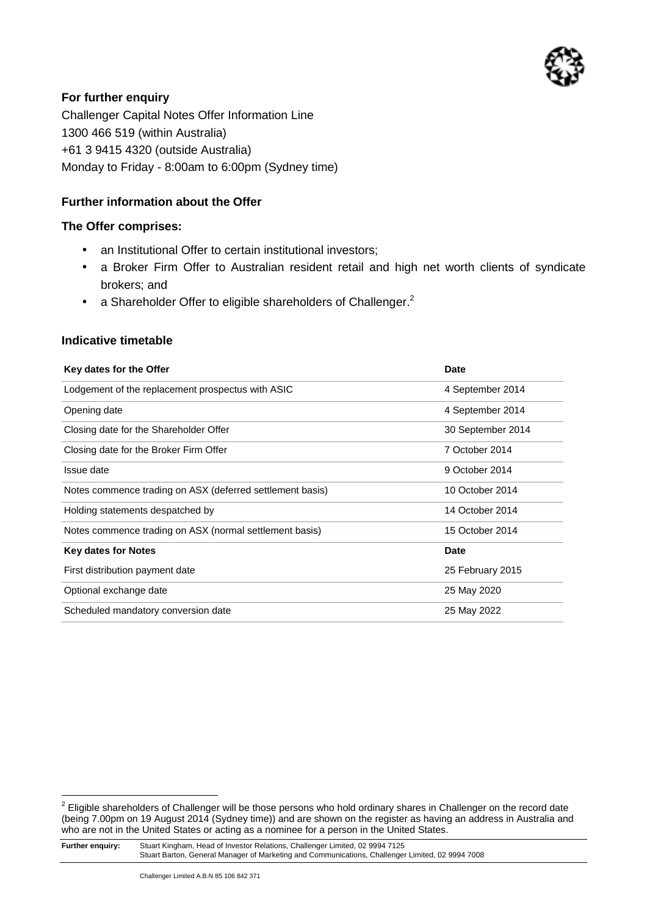**For further enquiry**

Challenger Capital Notes Offer Information Line
1300 466 519 (within Australia)
+61 3 9415 4320 (outside Australia)
Monday to Friday - 8:00am to 6:00pm (Sydney time)

### Further information about the Offer

**The Offer comprises:**

- an Institutional Offer to certain institutional investors;
- a Broker Firm Offer to Australian resident retail and high net worth clients of syndicate brokers; and
- a Shareholder Offer to eligible shareholders of Challenger.[2]

### Indicative timetable

| Key dates for the Offer | Date |
|---|---|
| Lodgement of the replacement prospectus with ASIC | 4 September 2014 |
| Opening date | 4 September 2014 |
| Closing date for the Shareholder Offer | 30 September 2014 |
| Closing date for the Broker Firm Offer | 7 October 2014 |
| Issue date | 9 October 2014 |
| Notes commence trading on ASX (deferred settlement basis) | 10 October 2014 |
| Holding statements despatched by | 14 October 2014 |
| Notes commence trading on ASX (normal settlement basis) | 15 October 2014 |
| **Key dates for Notes** | **Date** |
| First distribution payment date | 25 February 2015 |
| Optional exchange date | 25 May 2020 |
| Scheduled mandatory conversion date | 25 May 2022 |

[2] Eligible shareholders of Challenger will be those persons who hold ordinary shares in Challenger on the record date (being 7.00pm on 19 August 2014 (Sydney time)) and are shown on the register as having an address in Australia and who are not in the United States or acting as a nominee for a person in the United States.

**Further enquiry:** Stuart Kingham, Head of Investor Relations, Challenger Limited, 02 9994 7125
Stuart Barton, General Manager of Marketing and Communications, Challenger Limited, 02 9994 7008

Challenger Limited A.B.N 85 106 842 371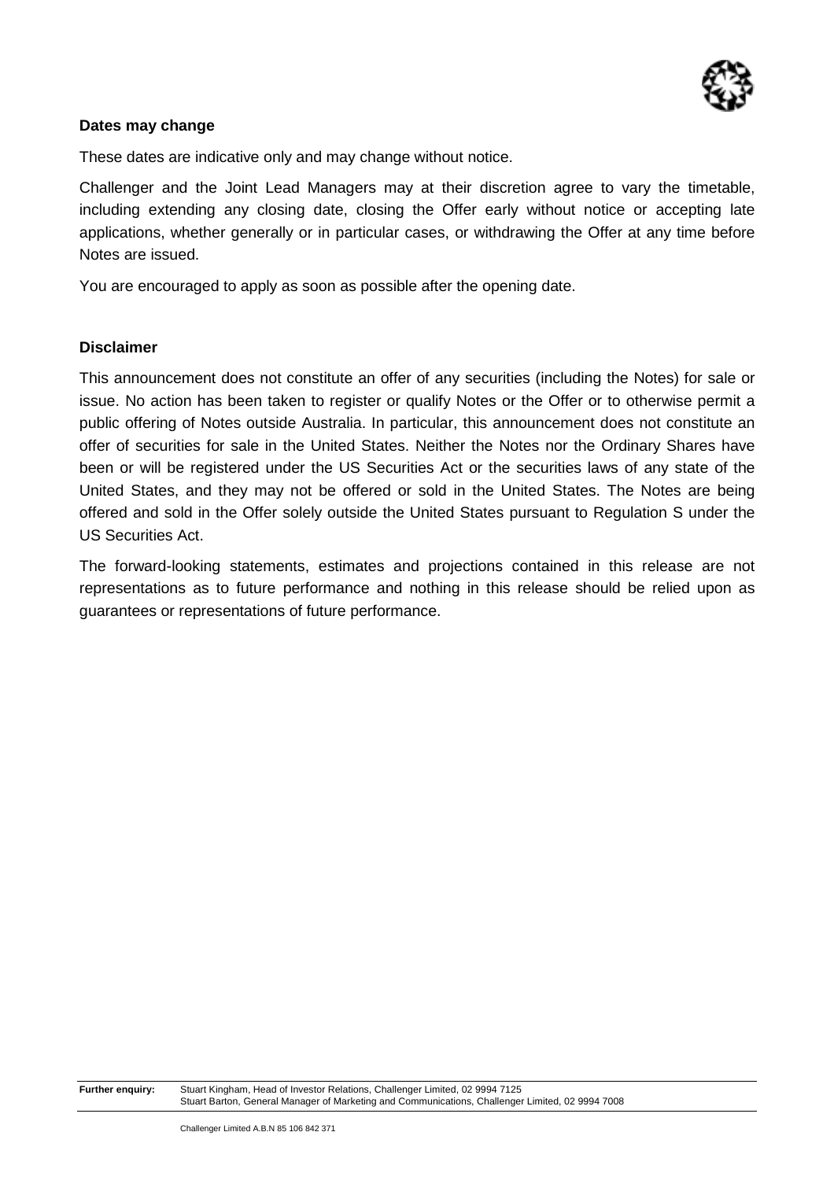**Dates may change**

These dates are indicative only and may change without notice.

Challenger and the Joint Lead Managers may at their discretion agree to vary the timetable, including extending any closing date, closing the Offer early without notice or accepting late applications, whether generally or in particular cases, or withdrawing the Offer at any time before Notes are issued.

You are encouraged to apply as soon as possible after the opening date.

**Disclaimer**

This announcement does not constitute an offer of any securities (including the Notes) for sale or issue. No action has been taken to register or qualify Notes or the Offer or to otherwise permit a public offering of Notes outside Australia. In particular, this announcement does not constitute an offer of securities for sale in the United States. Neither the Notes nor the Ordinary Shares have been or will be registered under the US Securities Act or the securities laws of any state of the United States, and they may not be offered or sold in the United States. The Notes are being offered and sold in the Offer solely outside the United States pursuant to Regulation S under the US Securities Act.

The forward-looking statements, estimates and projections contained in this release are not representations as to future performance and nothing in this release should be relied upon as guarantees or representations of future performance.

**Further enquiry:** Stuart Kingham, Head of Investor Relations, Challenger Limited, 02 9994 7125
Stuart Barton, General Manager of Marketing and Communications, Challenger Limited, 02 9994 7008

Challenger Limited A.B.N 85 106 842 371